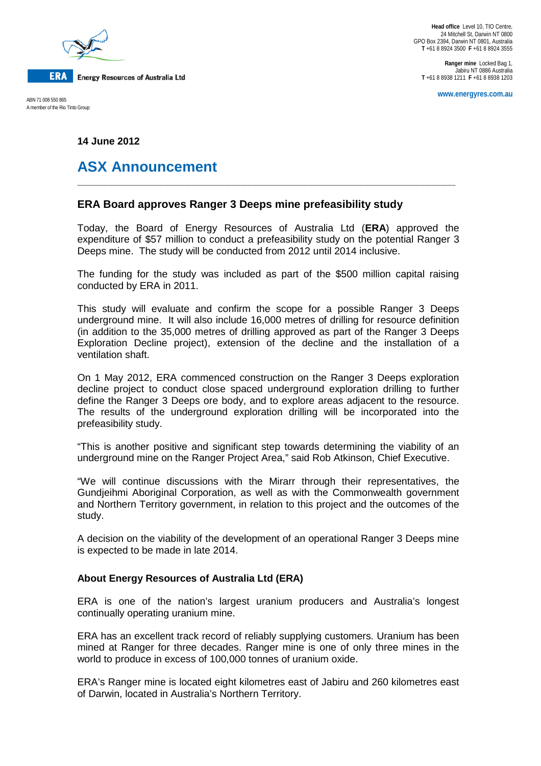ERA Energy Resources of Australia Ltd

ABN 71 008 550 865
A member of the Rio Tinto Group

**Head office** Level 10, TIO Centre,
24 Mitchell St, Darwin NT 0800
GPO Box 2394, Darwin NT 0801, Australia
**T** +61 8 8924 3500 **F** +61 8 8924 3555

**Ranger mine** Locked Bag 1,
Jabiru NT 0886 Australia
**T** +61 8 8938 1211 **F** +61 8 8938 1203

**www.energyres.com.au**

**14 June 2012**

# ASX Announcement

## ERA Board approves Ranger 3 Deeps mine prefeasibility study

Today, the Board of Energy Resources of Australia Ltd (**ERA**) approved the expenditure of $57 million to conduct a prefeasibility study on the potential Ranger 3 Deeps mine. The study will be conducted from 2012 until 2014 inclusive.

The funding for the study was included as part of the $500 million capital raising conducted by ERA in 2011.

This study will evaluate and confirm the scope for a possible Ranger 3 Deeps underground mine. It will also include 16,000 metres of drilling for resource definition (in addition to the 35,000 metres of drilling approved as part of the Ranger 3 Deeps Exploration Decline project), extension of the decline and the installation of a ventilation shaft.

On 1 May 2012, ERA commenced construction on the Ranger 3 Deeps exploration decline project to conduct close spaced underground exploration drilling to further define the Ranger 3 Deeps ore body, and to explore areas adjacent to the resource. The results of the underground exploration drilling will be incorporated into the prefeasibility study.

"This is another positive and significant step towards determining the viability of an underground mine on the Ranger Project Area," said Rob Atkinson, Chief Executive.

"We will continue discussions with the Mirarr through their representatives, the Gundjeihmi Aboriginal Corporation, as well as with the Commonwealth government and Northern Territory government, in relation to this project and the outcomes of the study.

A decision on the viability of the development of an operational Ranger 3 Deeps mine is expected to be made in late 2014.

### About Energy Resources of Australia Ltd (ERA)

ERA is one of the nation's largest uranium producers and Australia's longest continually operating uranium mine.

ERA has an excellent track record of reliably supplying customers. Uranium has been mined at Ranger for three decades. Ranger mine is one of only three mines in the world to produce in excess of 100,000 tonnes of uranium oxide.

ERA's Ranger mine is located eight kilometres east of Jabiru and 260 kilometres east of Darwin, located in Australia's Northern Territory.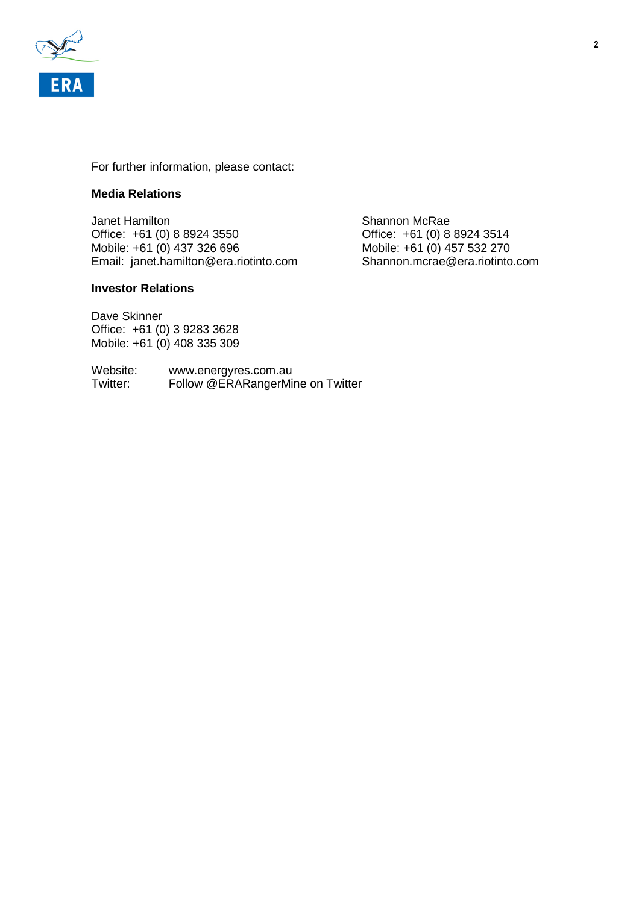For further information, please contact:

**Media Relations**

Janet Hamilton
Office: +61 (0) 8 8924 3550
Mobile: +61 (0) 437 326 696
Email: janet.hamilton@era.riotinto.com

Shannon McRae
Office: +61 (0) 8 8924 3514
Mobile: +61 (0) 457 532 270
Shannon.mcrae@era.riotinto.com

**Investor Relations**

Dave Skinner
Office: +61 (0) 3 9283 3628
Mobile: +61 (0) 408 335 309

Website: www.energyres.com.au
Twitter: Follow @ERARangerMine on Twitter